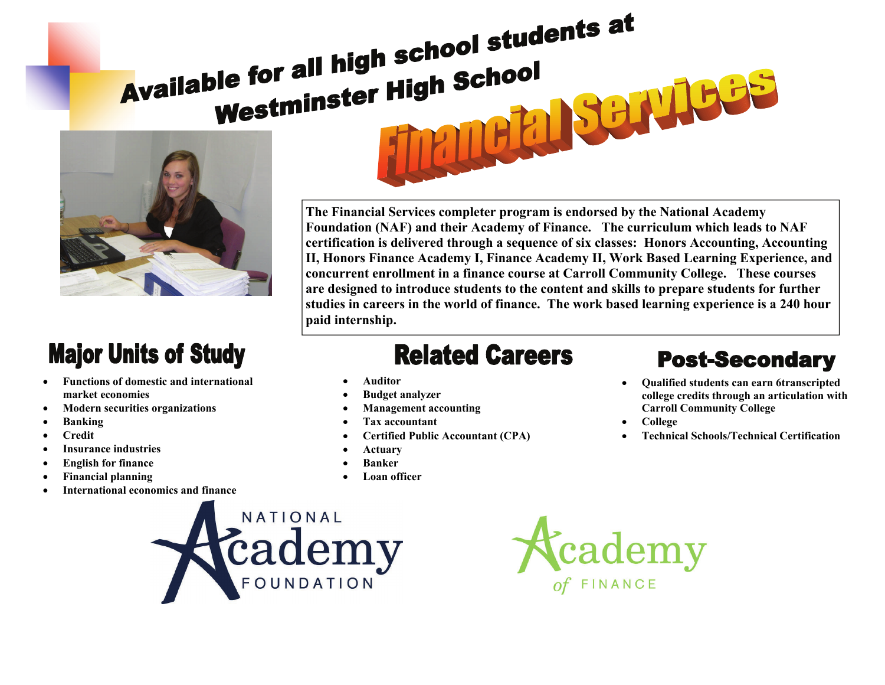# Available for all high school students at Westminster High School

# Financial Services

**The Financial Services completer program is endorsed by the National Academy Foundation (NAF) and their Academy of Finance. The curriculum which leads to NAF certification is delivered through a sequence of six classes: Honors Accounting, Accounting II, Honors Finance Academy I, Finance Academy II, Work Based Learning Experience, and concurrent enrollment in a finance course at Carroll Community College. These courses are designed to introduce students to the content and skills to prepare students for further studies in careers in the world of finance. The work based learning experience is a 240 hour paid internship.**

## Major Units of Study

- **Functions of domestic and international market economies**
- **Modern securities organizations**
- **Banking**
- **Credit**
- **Insurance industries**
- **English for finance**
- **Financial planning**
- **International economics and finance**

## Related Careers

- **Auditor**
- **Budget analyzer**
- **Management accounting**
- **Tax accountant**
- **Certified Public Accountant (CPA)**
- **Actuary**
- **Banker**
- **Loan officer**

## Post-Secondary

- **Qualified students can earn 6transcripted college credits through an articulation with Carroll Community College**
- **College**
- **Technical Schools/Technical Certification**

NATIONAL Academy FOUNDATION

Academy of FINANCE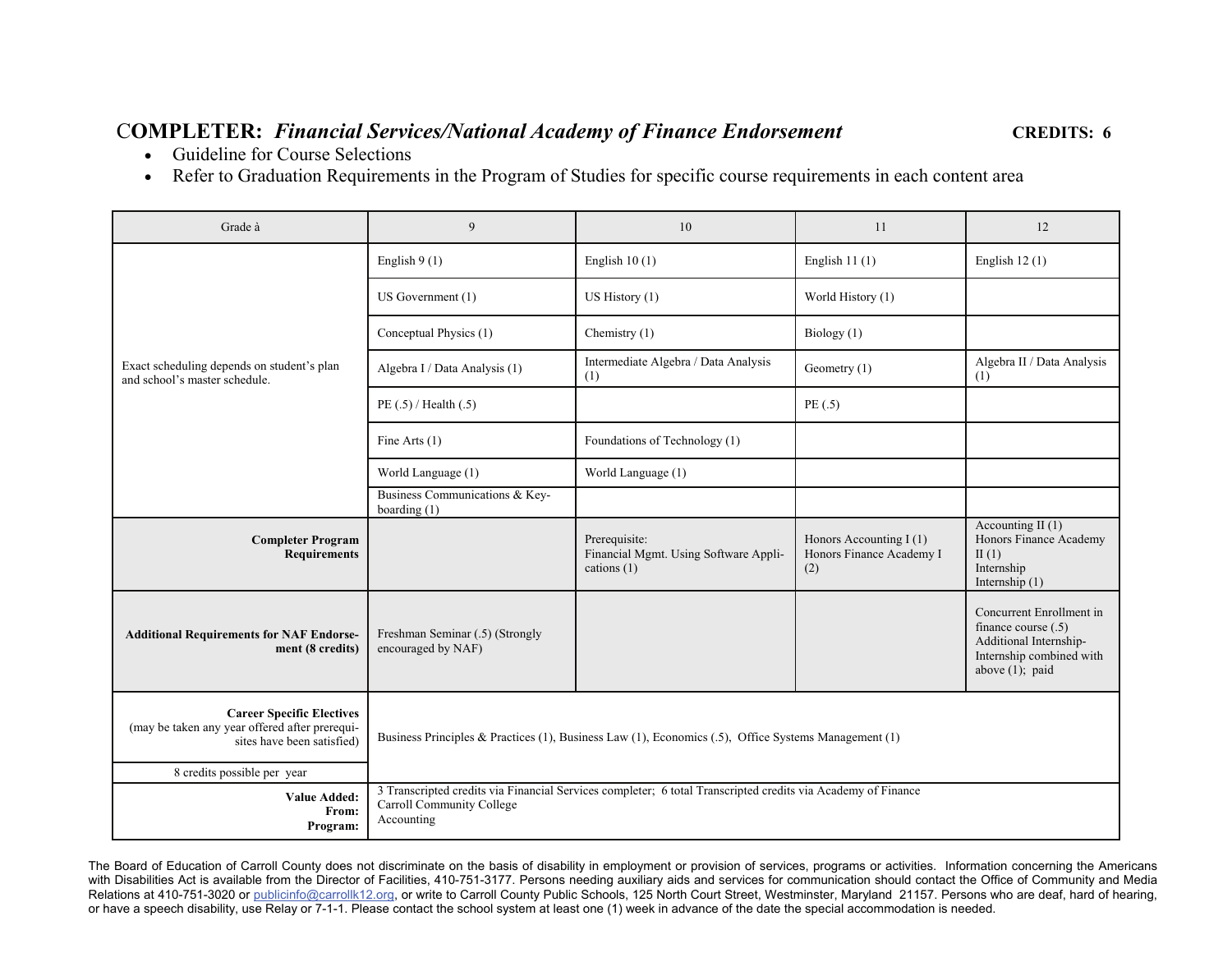## COMPLETER: *Financial Services/National Academy of Finance Endorsement* **CREDITS: 6**

- Guideline for Course Selections
- Refer to Graduation Requirements in the Program of Studies for specific course requirements in each content area

| Grade à | 9 | 10 | 11 | 12 |
|---|---|---|---|---|
| Exact scheduling depends on student's plan and school's master schedule. | English 9 (1) | English 10 (1) | English 11 (1) | English 12 (1) |
| | US Government (1) | US History (1) | World History (1) | |
| | Conceptual Physics (1) | Chemistry (1) | Biology (1) | |
| | Algebra I / Data Analysis (1) | Intermediate Algebra / Data Analysis (1) | Geometry (1) | Algebra II / Data Analysis (1) |
| | PE (.5) / Health (.5) | | PE (.5) | |
| | Fine Arts (1) | Foundations of Technology (1) | | |
| | World Language (1) | World Language (1) | | |
| | Business Communications & Key-boarding (1) | | | |
| **Completer Program Requirements** | | Prerequisite: Financial Mgmt. Using Software Applications (1) | Honors Accounting I (1) Honors Finance Academy I (2) | Accounting II (1) Honors Finance Academy II (1) Internship Internship (1) |
| **Additional Requirements for NAF Endorsement (8 credits)** | Freshman Seminar (.5) (Strongly encouraged by NAF) | | | Concurrent Enrollment in finance course (.5) Additional Internship-Internship combined with above (1); paid |
| **Career Specific Electives** (may be taken any year offered after prerequisites have been satisfied) | Business Principles & Practices (1), Business Law (1), Economics (.5), Office Systems Management (1) | | | |
| 8 credits possible per year | | | | |
| **Value Added: From: Program:** | 3 Transcripted credits via Financial Services completer; 6 total Transcripted credits via Academy of Finance Carroll Community College Accounting | | | |

The Board of Education of Carroll County does not discriminate on the basis of disability in employment or provision of services, programs or activities. Information concerning the Americans with Disabilities Act is available from the Director of Facilities, 410-751-3177. Persons needing auxiliary aids and services for communication should contact the Office of Community and Media Relations at 410-751-3020 or publicinfo@carrollk12.org, or write to Carroll County Public Schools, 125 North Court Street, Westminster, Maryland 21157. Persons who are deaf, hard of hearing, or have a speech disability, use Relay or 7-1-1. Please contact the school system at least one (1) week in advance of the date the special accommodation is needed.